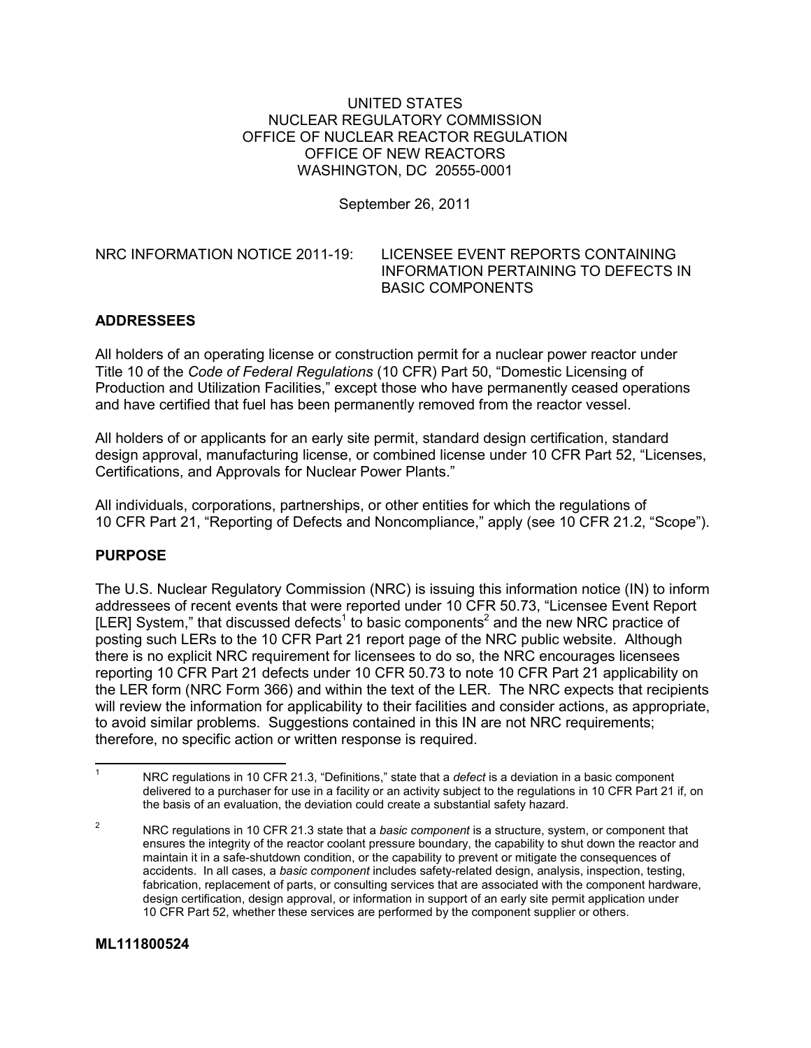UNITED STATES
NUCLEAR REGULATORY COMMISSION
OFFICE OF NUCLEAR REACTOR REGULATION
OFFICE OF NEW REACTORS
WASHINGTON, DC 20555-0001

September 26, 2011

NRC INFORMATION NOTICE 2011-19: LICENSEE EVENT REPORTS CONTAINING INFORMATION PERTAINING TO DEFECTS IN BASIC COMPONENTS

## ADDRESSEES

All holders of an operating license or construction permit for a nuclear power reactor under Title 10 of the *Code of Federal Regulations* (10 CFR) Part 50, "Domestic Licensing of Production and Utilization Facilities," except those who have permanently ceased operations and have certified that fuel has been permanently removed from the reactor vessel.

All holders of or applicants for an early site permit, standard design certification, standard design approval, manufacturing license, or combined license under 10 CFR Part 52, "Licenses, Certifications, and Approvals for Nuclear Power Plants."

All individuals, corporations, partnerships, or other entities for which the regulations of 10 CFR Part 21, "Reporting of Defects and Noncompliance," apply (see 10 CFR 21.2, "Scope").

## PURPOSE

The U.S. Nuclear Regulatory Commission (NRC) is issuing this information notice (IN) to inform addressees of recent events that were reported under 10 CFR 50.73, "Licensee Event Report [LER] System," that discussed defects[1] to basic components[2] and the new NRC practice of posting such LERs to the 10 CFR Part 21 report page of the NRC public website. Although there is no explicit NRC requirement for licensees to do so, the NRC encourages licensees reporting 10 CFR Part 21 defects under 10 CFR 50.73 to note 10 CFR Part 21 applicability on the LER form (NRC Form 366) and within the text of the LER. The NRC expects that recipients will review the information for applicability to their facilities and consider actions, as appropriate, to avoid similar problems. Suggestions contained in this IN are not NRC requirements; therefore, no specific action or written response is required.

---

[1] NRC regulations in 10 CFR 21.3, "Definitions," state that a *defect* is a deviation in a basic component delivered to a purchaser for use in a facility or an activity subject to the regulations in 10 CFR Part 21 if, on the basis of an evaluation, the deviation could create a substantial safety hazard.

[2] NRC regulations in 10 CFR 21.3 state that a *basic component* is a structure, system, or component that ensures the integrity of the reactor coolant pressure boundary, the capability to shut down the reactor and maintain it in a safe-shutdown condition, or the capability to prevent or mitigate the consequences of accidents. In all cases, a *basic component* includes safety-related design, analysis, inspection, testing, fabrication, replacement of parts, or consulting services that are associated with the component hardware, design certification, design approval, or information in support of an early site permit application under 10 CFR Part 52, whether these services are performed by the component supplier or others.

**ML111800524**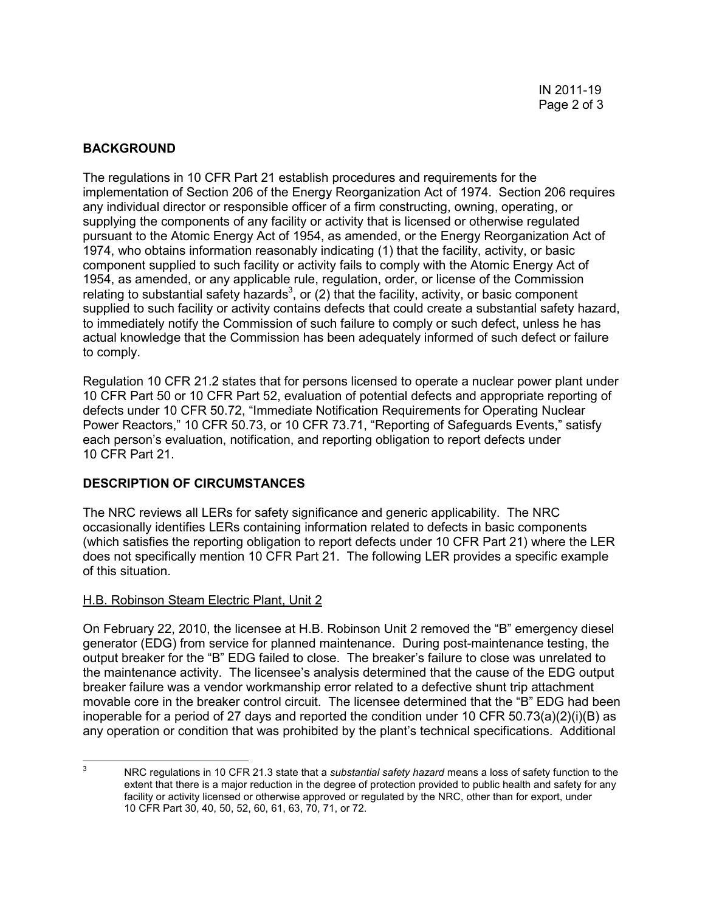## BACKGROUND

The regulations in 10 CFR Part 21 establish procedures and requirements for the implementation of Section 206 of the Energy Reorganization Act of 1974. Section 206 requires any individual director or responsible officer of a firm constructing, owning, operating, or supplying the components of any facility or activity that is licensed or otherwise regulated pursuant to the Atomic Energy Act of 1954, as amended, or the Energy Reorganization Act of 1974, who obtains information reasonably indicating (1) that the facility, activity, or basic component supplied to such facility or activity fails to comply with the Atomic Energy Act of 1954, as amended, or any applicable rule, regulation, order, or license of the Commission relating to substantial safety hazards[3], or (2) that the facility, activity, or basic component supplied to such facility or activity contains defects that could create a substantial safety hazard, to immediately notify the Commission of such failure to comply or such defect, unless he has actual knowledge that the Commission has been adequately informed of such defect or failure to comply.

Regulation 10 CFR 21.2 states that for persons licensed to operate a nuclear power plant under 10 CFR Part 50 or 10 CFR Part 52, evaluation of potential defects and appropriate reporting of defects under 10 CFR 50.72, "Immediate Notification Requirements for Operating Nuclear Power Reactors," 10 CFR 50.73, or 10 CFR 73.71, "Reporting of Safeguards Events," satisfy each person's evaluation, notification, and reporting obligation to report defects under 10 CFR Part 21.

## DESCRIPTION OF CIRCUMSTANCES

The NRC reviews all LERs for safety significance and generic applicability. The NRC occasionally identifies LERs containing information related to defects in basic components (which satisfies the reporting obligation to report defects under 10 CFR Part 21) where the LER does not specifically mention 10 CFR Part 21. The following LER provides a specific example of this situation.

### H.B. Robinson Steam Electric Plant, Unit 2

On February 22, 2010, the licensee at H.B. Robinson Unit 2 removed the "B" emergency diesel generator (EDG) from service for planned maintenance. During post-maintenance testing, the output breaker for the "B" EDG failed to close. The breaker's failure to close was unrelated to the maintenance activity. The licensee's analysis determined that the cause of the EDG output breaker failure was a vendor workmanship error related to a defective shunt trip attachment movable core in the breaker control circuit. The licensee determined that the "B" EDG had been inoperable for a period of 27 days and reported the condition under 10 CFR 50.73(a)(2)(i)(B) as any operation or condition that was prohibited by the plant's technical specifications. Additional

[3] NRC regulations in 10 CFR 21.3 state that a *substantial safety hazard* means a loss of safety function to the extent that there is a major reduction in the degree of protection provided to public health and safety for any facility or activity licensed or otherwise approved or regulated by the NRC, other than for export, under 10 CFR Part 30, 40, 50, 52, 60, 61, 63, 70, 71, or 72.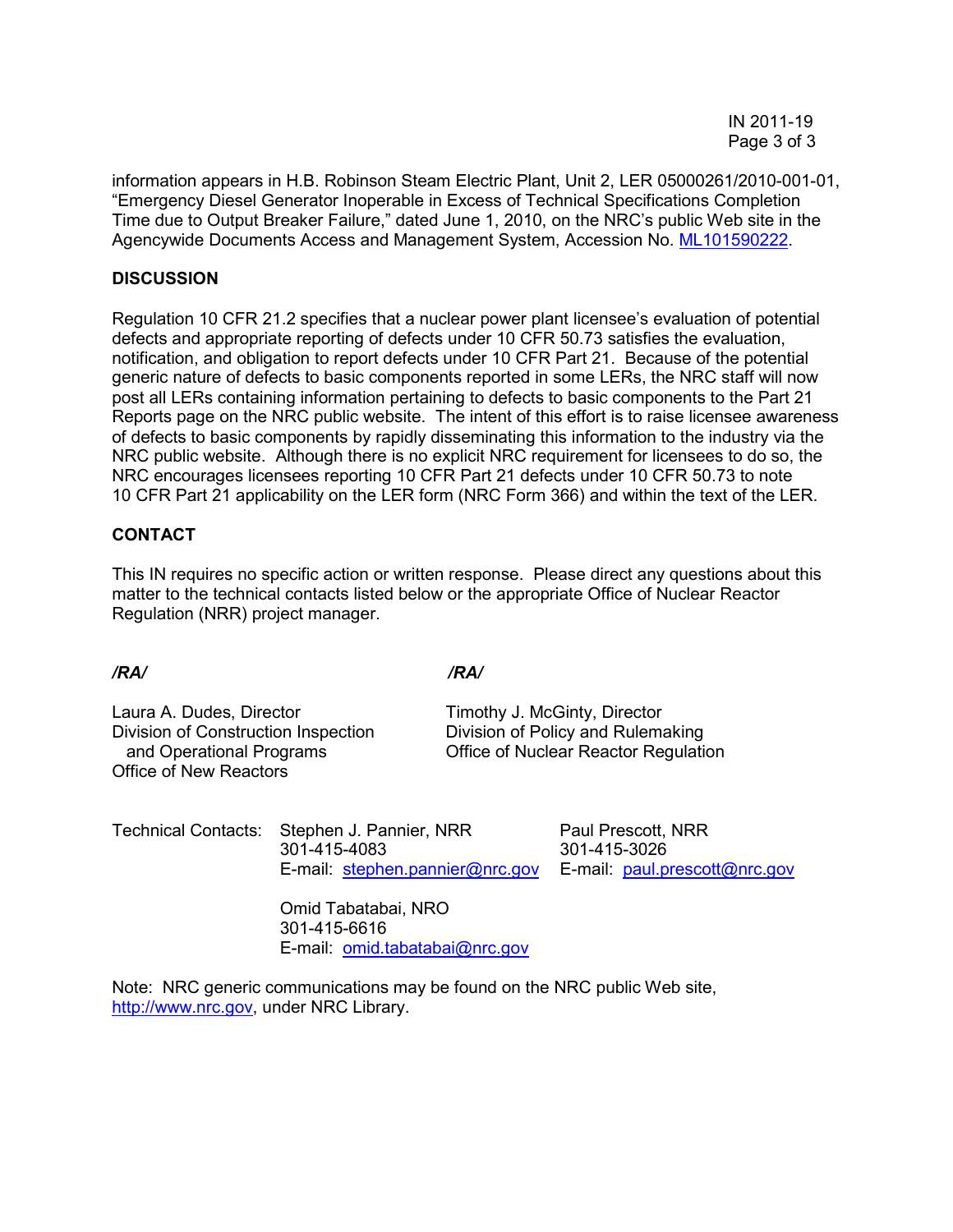information appears in H.B. Robinson Steam Electric Plant, Unit 2, LER 05000261/2010-001-01, "Emergency Diesel Generator Inoperable in Excess of Technical Specifications Completion Time due to Output Breaker Failure," dated June 1, 2010, on the NRC's public Web site in the Agencywide Documents Access and Management System, Accession No. ML101590222.

## DISCUSSION

Regulation 10 CFR 21.2 specifies that a nuclear power plant licensee's evaluation of potential defects and appropriate reporting of defects under 10 CFR 50.73 satisfies the evaluation, notification, and obligation to report defects under 10 CFR Part 21. Because of the potential generic nature of defects to basic components reported in some LERs, the NRC staff will now post all LERs containing information pertaining to defects to basic components to the Part 21 Reports page on the NRC public website. The intent of this effort is to raise licensee awareness of defects to basic components by rapidly disseminating this information to the industry via the NRC public website. Although there is no explicit NRC requirement for licensees to do so, the NRC encourages licensees reporting 10 CFR Part 21 defects under 10 CFR 50.73 to note 10 CFR Part 21 applicability on the LER form (NRC Form 366) and within the text of the LER.

## CONTACT

This IN requires no specific action or written response. Please direct any questions about this matter to the technical contacts listed below or the appropriate Office of Nuclear Reactor Regulation (NRR) project manager.

*/RA/*

Laura A. Dudes, Director
Division of Construction Inspection
and Operational Programs
Office of New Reactors

*/RA/*

Timothy J. McGinty, Director
Division of Policy and Rulemaking
Office of Nuclear Reactor Regulation

Technical Contacts:

Stephen J. Pannier, NRR
301-415-4083
E-mail: stephen.pannier@nrc.gov

Paul Prescott, NRR
301-415-3026
E-mail: paul.prescott@nrc.gov

Omid Tabatabai, NRO
301-415-6616
E-mail: omid.tabatabai@nrc.gov

Note: NRC generic communications may be found on the NRC public Web site, http://www.nrc.gov, under NRC Library.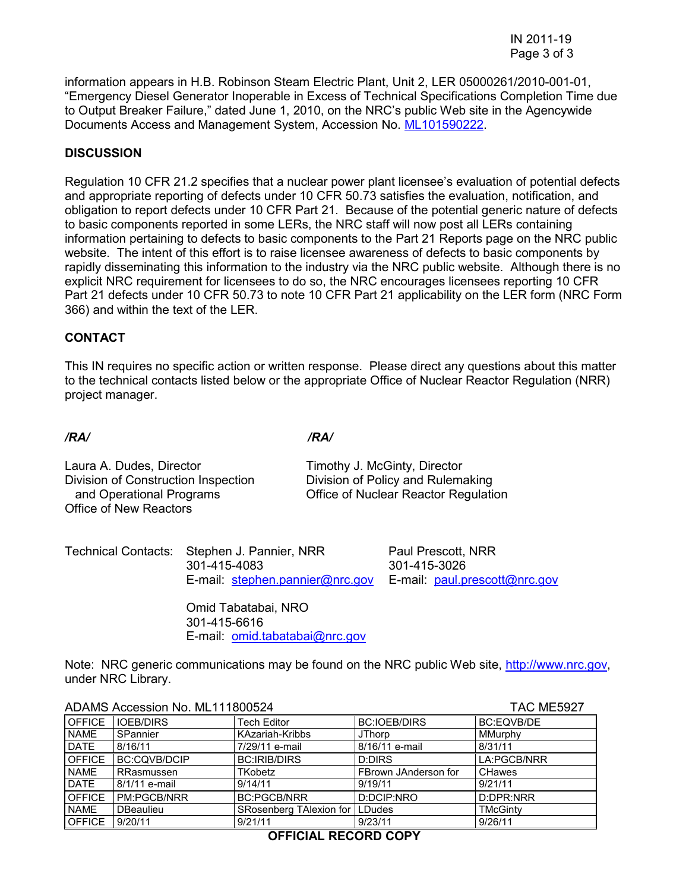information appears in H.B. Robinson Steam Electric Plant, Unit 2, LER 05000261/2010-001-01, "Emergency Diesel Generator Inoperable in Excess of Technical Specifications Completion Time due to Output Breaker Failure," dated June 1, 2010, on the NRC's public Web site in the Agencywide Documents Access and Management System, Accession No. ML101590222.

## DISCUSSION

Regulation 10 CFR 21.2 specifies that a nuclear power plant licensee's evaluation of potential defects and appropriate reporting of defects under 10 CFR 50.73 satisfies the evaluation, notification, and obligation to report defects under 10 CFR Part 21. Because of the potential generic nature of defects to basic components reported in some LERs, the NRC staff will now post all LERs containing information pertaining to defects to basic components to the Part 21 Reports page on the NRC public website. The intent of this effort is to raise licensee awareness of defects to basic components by rapidly disseminating this information to the industry via the NRC public website. Although there is no explicit NRC requirement for licensees to do so, the NRC encourages licensees reporting 10 CFR Part 21 defects under 10 CFR 50.73 to note 10 CFR Part 21 applicability on the LER form (NRC Form 366) and within the text of the LER.

## CONTACT

This IN requires no specific action or written response. Please direct any questions about this matter to the technical contacts listed below or the appropriate Office of Nuclear Reactor Regulation (NRR) project manager.

*/RA/*

Laura A. Dudes, Director
Division of Construction Inspection
and Operational Programs
Office of New Reactors

*/RA/*

Timothy J. McGinty, Director
Division of Policy and Rulemaking
Office of Nuclear Reactor Regulation

Technical Contacts:

Stephen J. Pannier, NRR
301-415-4083
E-mail: stephen.pannier@nrc.gov

Paul Prescott, NRR
301-415-3026
E-mail: paul.prescott@nrc.gov

Omid Tabatabai, NRO
301-415-6616
E-mail: omid.tabatabai@nrc.gov

Note: NRC generic communications may be found on the NRC public Web site, http://www.nrc.gov, under NRC Library.

ADAMS Accession No. ML111800524 TAC ME5927

| | | | | |
|---|---|---|---|---|
| OFFICE | IOEB/DIRS | Tech Editor | BC:IOEB/DIRS | BC:EQVB/DE |
| NAME | SPannier | KAzariah-Kribbs | JThorp | MMurphy |
| DATE | 8/16/11 | 7/29/11 e-mail | 8/16/11 e-mail | 8/31/11 |
| OFFICE | BC:CQVB/DCIP | BC:IRIB/DIRS | D:DIRS | LA:PGCB/NRR |
| NAME | RRasmussen | TKobetz | FBrown JAnderson for | CHawes |
| DATE | 8/1/11 e-mail | 9/14/11 | 9/19/11 | 9/21/11 |
| OFFICE | PM:PGCB/NRR | BC:PGCB/NRR | D:DCIP:NRO | D:DPR:NRR |
| NAME | DBeaulieu | SRosenberg TAlexion for | LDudes | TMcGinty |
| OFFICE | 9/20/11 | 9/21/11 | 9/23/11 | 9/26/11 |

**OFFICIAL RECORD COPY**